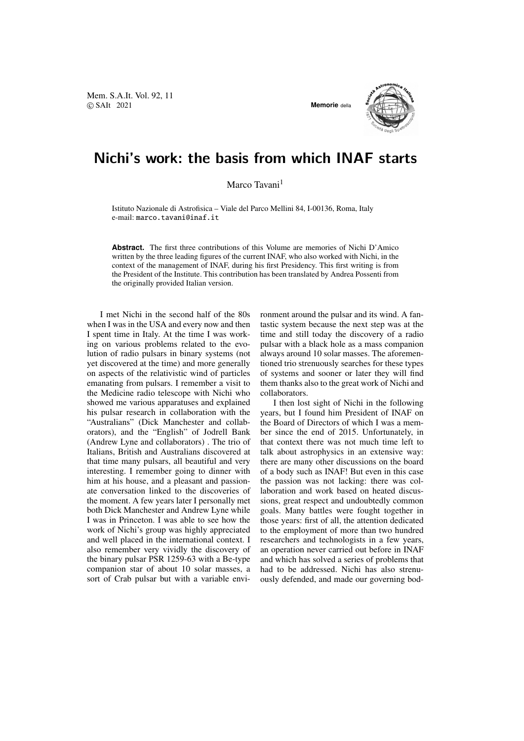# Nichi's work: the basis from which INAF starts

Marco Tavani[1]

Istituto Nazionale di Astrofisica – Viale del Parco Mellini 84, I-00136, Roma, Italy
e-mail: marco.tavani@inaf.it

**Abstract.** The first three contributions of this Volume are memories of Nichi D'Amico written by the three leading figures of the current INAF, who also worked with Nichi, in the context of the management of INAF, during his first Presidency. This first writing is from the President of the Institute. This contribution has been translated by Andrea Possenti from the originally provided Italian version.

I met Nichi in the second half of the 80s when I was in the USA and every now and then I spent time in Italy. At the time I was working on various problems related to the evolution of radio pulsars in binary systems (not yet discovered at the time) and more generally on aspects of the relativistic wind of particles emanating from pulsars. I remember a visit to the Medicine radio telescope with Nichi who showed me various apparatuses and explained his pulsar research in collaboration with the "Australians" (Dick Manchester and collaborators), and the "English" of Jodrell Bank (Andrew Lyne and collaborators) . The trio of Italians, British and Australians discovered at that time many pulsars, all beautiful and very interesting. I remember going to dinner with him at his house, and a pleasant and passionate conversation linked to the discoveries of the moment. A few years later I personally met both Dick Manchester and Andrew Lyne while I was in Princeton. I was able to see how the work of Nichi's group was highly appreciated and well placed in the international context. I also remember very vividly the discovery of the binary pulsar PSR 1259-63 with a Be-type companion star of about 10 solar masses, a sort of Crab pulsar but with a variable environment around the pulsar and its wind. A fantastic system because the next step was at the time and still today the discovery of a radio pulsar with a black hole as a mass companion always around 10 solar masses. The aforementioned trio strenuously searches for these types of systems and sooner or later they will find them thanks also to the great work of Nichi and collaborators.

I then lost sight of Nichi in the following years, but I found him President of INAF on the Board of Directors of which I was a member since the end of 2015. Unfortunately, in that context there was not much time left to talk about astrophysics in an extensive way: there are many other discussions on the board of a body such as INAF! But even in this case the passion was not lacking: there was collaboration and work based on heated discussions, great respect and undoubtedly common goals. Many battles were fought together in those years: first of all, the attention dedicated to the employment of more than two hundred researchers and technologists in a few years, an operation never carried out before in INAF and which has solved a series of problems that had to be addressed. Nichi has also strenuously defended, and made our governing bod-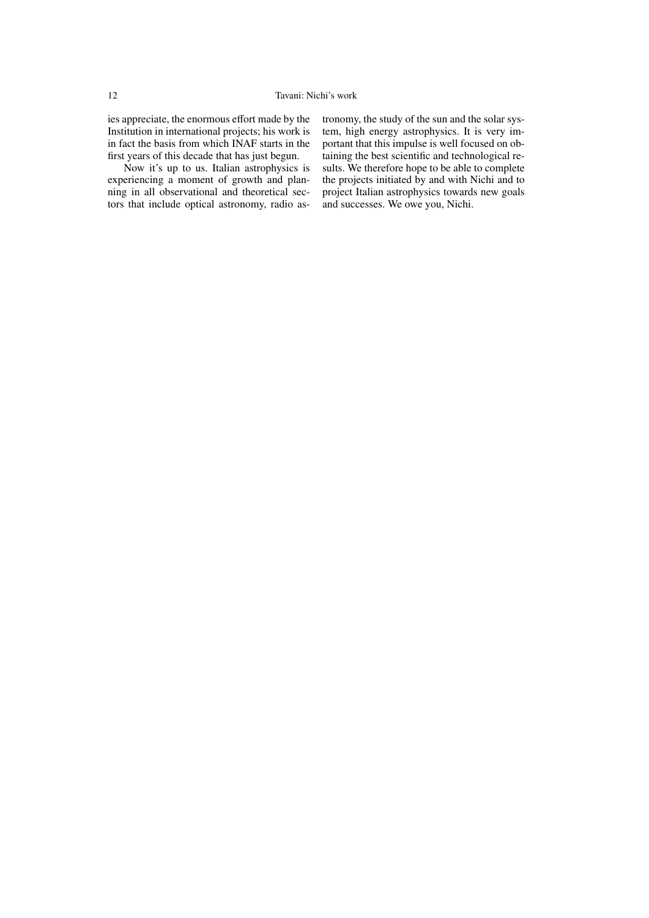ies appreciate, the enormous effort made by the Institution in international projects; his work is in fact the basis from which INAF starts in the first years of this decade that has just begun.

Now it's up to us. Italian astrophysics is experiencing a moment of growth and planning in all observational and theoretical sectors that include optical astronomy, radio astronomy, the study of the sun and the solar system, high energy astrophysics. It is very important that this impulse is well focused on obtaining the best scientific and technological results. We therefore hope to be able to complete the projects initiated by and with Nichi and to project Italian astrophysics towards new goals and successes. We owe you, Nichi.